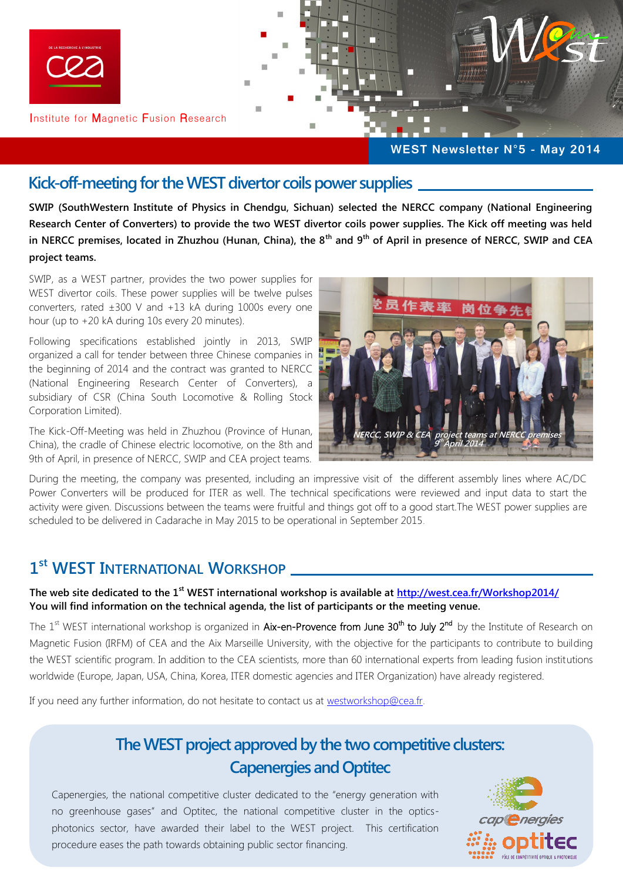Institute for Magnetic Fusion Research

WEST Newsletter N°5 - May 2014

## Kick-off-meeting for the WEST divertor coils power supplies

**SWIP (SouthWestern Institute of Physics in Chendgu, Sichuan) selected the NERCC company (National Engineering Research Center of Converters) to provide the two WEST divertor coils power supplies. The Kick off meeting was held in NERCC premises, located in Zhuzhou (Hunan, China), the 8th and 9th of April in presence of NERCC, SWIP and CEA project teams.**

SWIP, as a WEST partner, provides the two power supplies for WEST divertor coils. These power supplies will be twelve pulses converters, rated ±300 V and +13 kA during 1000s every one hour (up to +20 kA during 10s every 20 minutes).

Following specifications established jointly in 2013, SWIP organized a call for tender between three Chinese companies in the beginning of 2014 and the contract was granted to NERCC (National Engineering Research Center of Converters), a subsidiary of CSR (China South Locomotive & Rolling Stock Corporation Limited).

The Kick-Off-Meeting was held in Zhuzhou (Province of Hunan, China), the cradle of Chinese electric locomotive, on the 8th and 9th of April, in presence of NERCC, SWIP and CEA project teams.

*NERCC, SWIP & CEA project teams at NERCC premises 9th April 2014*

During the meeting, the company was presented, including an impressive visit of the different assembly lines where AC/DC Power Converters will be produced for ITER as well. The technical specifications were reviewed and input data to start the activity were given. Discussions between the teams were fruitful and things got off to a good start.The WEST power supplies are scheduled to be delivered in Cadarache in May 2015 to be operational in September 2015.

## 1st WEST International Workshop

**The web site dedicated to the 1st WEST international workshop is available at http://west.cea.fr/Workshop2014/**
**You will find information on the technical agenda, the list of participants or the meeting venue.**

The 1st WEST international workshop is organized in Aix-en-Provence from June 30th to July 2nd by the Institute of Research on Magnetic Fusion (IRFM) of CEA and the Aix Marseille University, with the objective for the participants to contribute to building the WEST scientific program. In addition to the CEA scientists, more than 60 international experts from leading fusion institutions worldwide (Europe, Japan, USA, China, Korea, ITER domestic agencies and ITER Organization) have already registered.

If you need any further information, do not hesitate to contact us at westworkshop@cea.fr.

## The WEST project approved by the two competitive clusters: Capenergies and Optitec

Capenergies, the national competitive cluster dedicated to the "energy generation with no greenhouse gases" and Optitec, the national competitive cluster in the optics-photonics sector, have awarded their label to the WEST project. This certification procedure eases the path towards obtaining public sector financing.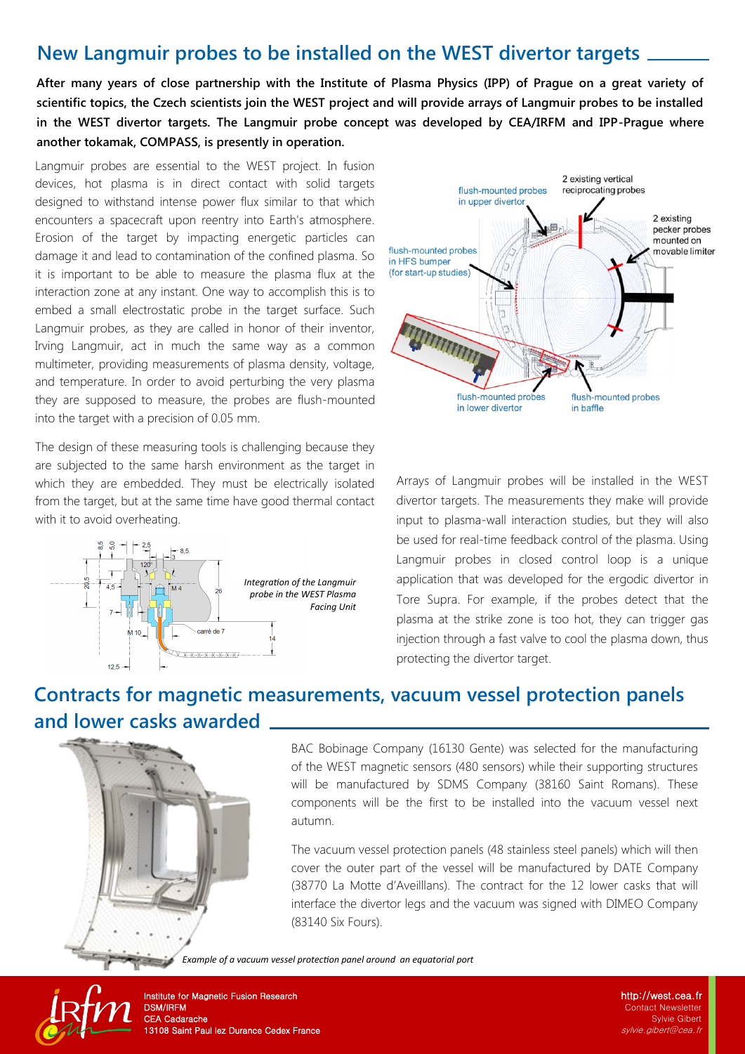## New Langmuir probes to be installed on the WEST divertor targets

**After many years of close partnership with the Institute of Plasma Physics (IPP) of Prague on a great variety of scientific topics, the Czech scientists join the WEST project and will provide arrays of Langmuir probes to be installed in the WEST divertor targets. The Langmuir probe concept was developed by CEA/IRFM and IPP-Prague where another tokamak, COMPASS, is presently in operation.**

Langmuir probes are essential to the WEST project. In fusion devices, hot plasma is in direct contact with solid targets designed to withstand intense power flux similar to that which encounters a spacecraft upon reentry into Earth's atmosphere. Erosion of the target by impacting energetic particles can damage it and lead to contamination of the confined plasma. So it is important to be able to measure the plasma flux at the interaction zone at any instant. One way to accomplish this is to embed a small electrostatic probe in the target surface. Such Langmuir probes, as they are called in honor of their inventor, Irving Langmuir, act in much the same way as a common multimeter, providing measurements of plasma density, voltage, and temperature. In order to avoid perturbing the very plasma they are supposed to measure, the probes are flush-mounted into the target with a precision of 0.05 mm.

The design of these measuring tools is challenging because they are subjected to the same harsh environment as the target in which they are embedded. They must be electrically isolated from the target, but at the same time have good thermal contact with it to avoid overheating.

8,5
5,0
2,5
8,5
3
120°
20,5
4,5
M 4
26
7
M 10
carré de 7
14
12,5

*Integration of the Langmuir probe in the WEST Plasma Facing Unit*

flush-mounted probes in upper divertor
2 existing vertical reciprocating probes
2 existing pecker probes mounted on movable limiter
flush-mounted probes in HFS bumper (for start-up studies)
flush-mounted probes in lower divertor
flush-mounted probes in baffle

Arrays of Langmuir probes will be installed in the WEST divertor targets. The measurements they make will provide input to plasma-wall interaction studies, but they will also be used for real-time feedback control of the plasma. Using Langmuir probes in closed control loop is a unique application that was developed for the ergodic divertor in Tore Supra. For example, if the probes detect that the plasma at the strike zone is too hot, they can trigger gas injection through a fast valve to cool the plasma down, thus protecting the divertor target.

## Contracts for magnetic measurements, vacuum vessel protection panels and lower casks awarded

BAC Bobinage Company (16130 Gente) was selected for the manufacturing of the WEST magnetic sensors (480 sensors) while their supporting structures will be manufactured by SDMS Company (38160 Saint Romans). These components will be the first to be installed into the vacuum vessel next autumn.

The vacuum vessel protection panels (48 stainless steel panels) which will then cover the outer part of the vessel will be manufactured by DATE Company (38770 La Motte d'Aveilllans). The contract for the 12 lower casks that will interface the divertor legs and the vacuum was signed with DIMEO Company (83140 Six Fours).

*Example of a vacuum vessel protection panel around an equatorial port*

Institute for Magnetic Fusion Research
DSM/IRFM
CEA Cadarache
13108 Saint Paul lez Durance Cedex France

http://west.cea.fr
Contact Newsletter
Sylvie Gibert
*sylvie.gibert@cea.fr*